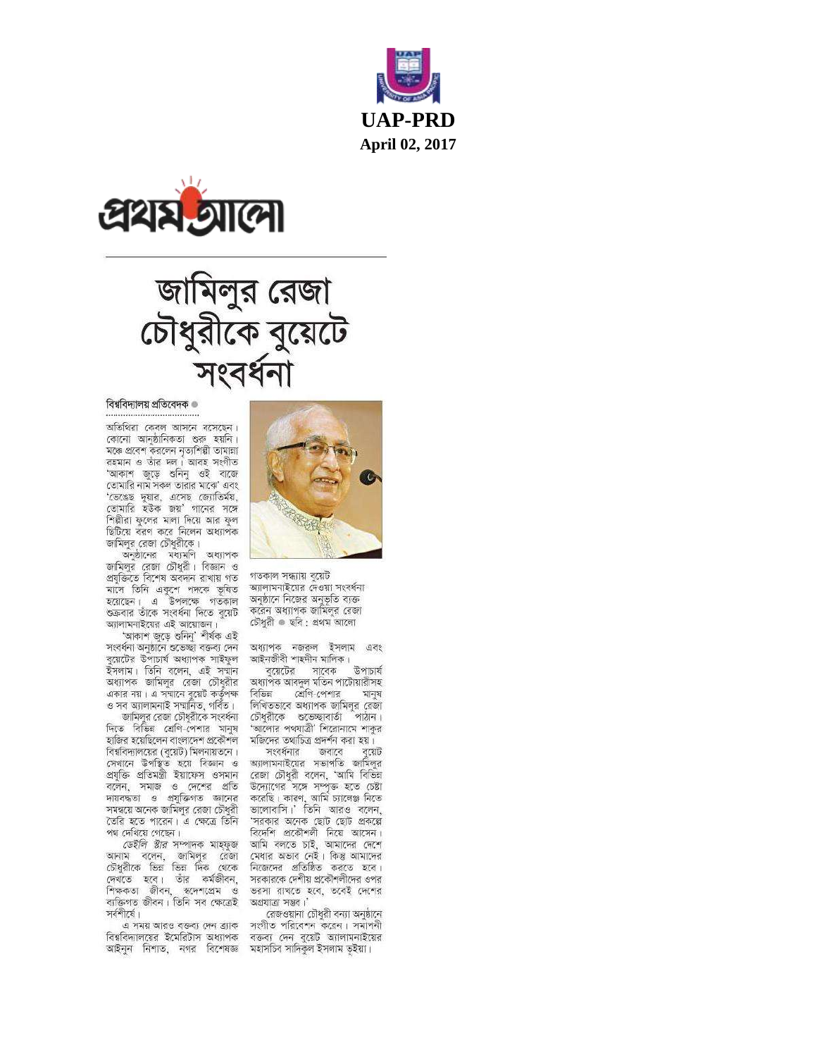UAP-PRD
April 02, 2017

প্রথম আলো

# জামিলুর রেজা চৌধুরীকে বুয়েটে সংবর্ধনা

বিশ্ববিদ্যালয় প্রতিবেদক

অতিথিরা কেবল আসনে বসেছেন। কোনো আনুষ্ঠানিকতা শুরু হয়নি। মঞ্চে প্রবেশ করলেন নৃত্যশিল্পী তামান্না রহমান ও তাঁর দল। আবহ সংগীত 'আকাশ জুড়ে শুনিনু ওই বাজে তোমারি নাম সকল তারার মাঝে' এবং 'ভেঙেছে দুয়ার, এসেছ জ্যোতির্ময়, তোমারি হউক জয়' গানের সঙ্গে শিল্পীরা ফুলের মালা দিয়ে আর ফুল ছিটিয়ে বরণ করে নিলেন অধ্যাপক জামিলুর রেজা চৌধুরীকে।

অনুষ্ঠানের মধ্যমণি অধ্যাপক জামিলুর রেজা চৌধুরী। বিজ্ঞান ও প্রযুক্তিতে বিশেষ অবদান রাখায় গত মাসে তিনি একুশে পদকে ভূষিত হয়েছেন। এ উপলক্ষে গতকাল শুক্রবার তাঁকে সংবর্ধনা দিতে বুয়েট অ্যালামনাইয়ের এই আয়োজন।

'আকাশ জুড়ে শুনিনু' শীর্ষক এই সংবর্ধনা অনুষ্ঠানে শুভেচ্ছা বক্তব্য দেন বুয়েটের উপাচার্য অধ্যাপক সাইফুল ইসলাম। তিনি বলেন, এই সম্মান অধ্যাপক জামিলুর রেজা চৌধুরীর একার নয়। এ সম্মানে বুয়েট কর্তৃপক্ষ ও সব অ্যালামনাই সম্মানিত, গর্বিত।

জামিলুর রেজা চৌধুরীকে সংবর্ধনা দিতে বিভিন্ন শ্রেণি-পেশার মানুষ হাজির হয়েছিলেন বাংলাদেশ প্রকৌশল বিশ্ববিদ্যালয়ের (বুয়েট) মিলনায়তনে। সেখানে উপস্থিত হয়ে বিজ্ঞান ও প্রযুক্তি প্রতিমন্ত্রী ইয়াফেস ওসমান বলেন, সমাজ ও দেশের প্রতি দায়বদ্ধতা ও প্রযুক্তিগত জ্ঞানের সমন্বয়ে অনেক জামিলুর রেজা চৌধুরী তৈরি হতে পারেন। এ ক্ষেত্রে তিনি পথ দেখিয়ে গেছেন।

*ডেইলি স্টার* সম্পাদক মাহফুজ আনাম বলেন, জামিলুর রেজা চৌধুরীকে ভিন্ন ভিন্ন দিক থেকে দেখতে হবে। তাঁর কর্মজীবন, শিক্ষকতা জীবন, স্বদেশপ্রেম ও ব্যক্তিগত জীবন। তিনি সব ক্ষেত্রেই সর্বশীর্ষে।

এ সময় আরও বক্তব্য দেন ব্র্যাক বিশ্ববিদ্যালয়ের ইমেরিটাস অধ্যাপক আইনুন নিশাত, নগর বিশেষজ্ঞ অধ্যাপক নজরুল ইসলাম এবং আইনজীবী শাহদীন মালিক।

গতকাল সন্ধ্যায় বুয়েট অ্যালামনাইয়ের দেওয়া সংবর্ধনা অনুষ্ঠানে নিজের অনুভূতি ব্যক্ত করেন অধ্যাপক জামিলুর রেজা চৌধুরী ● ছবি : প্রথম আলো

বুয়েটের সাবেক উপাচার্য অধ্যাপক আবদুল মতিন পাটোয়ারীসহ বিভিন্ন শ্রেণি-পেশার মানুষ লিখিতভাবে অধ্যাপক জামিলুর রেজা চৌধুরীকে শুভেচ্ছাবার্তা পাঠান। 'আলোর পথযাত্রী' শিরোনামে শাকুর মজিদের তথ্যচিত্র প্রদর্শন করা হয়।

সংবর্ধনার জবাবে বুয়েট অ্যালামনাইয়ের সভাপতি জামিলুর রেজা চৌধুরী বলেন, 'আমি বিভিন্ন উদ্যোগের সঙ্গে সম্পৃক্ত হতে চেষ্টা করেছি। কারণ, আমি চ্যালেঞ্জ নিতে ভালোবাসি।' তিনি আরও বলেন, 'সরকার অনেক ছোট ছোট প্রকল্পে বিদেশি প্রকৌশলী নিয়ে আসেন। আমি বলতে চাই, আমাদের দেশে মেধার অভাব নেই। কিন্তু আমাদের নিজেদের প্রতিষ্ঠিত করতে হবে। সরকারকে দেশীয় প্রকৌশলীদের ওপর ভরসা রাখতে হবে, তবেই দেশের অগ্রযাত্রা সম্ভব।'

রেজওয়ানা চৌধুরী বন্যা অনুষ্ঠানে সংগীত পরিবেশন করেন। সমাপনী বক্তব্য দেন বুয়েট অ্যালামনাইয়ের মহাসচিব সাদিকুল ইসলাম ভূইয়া।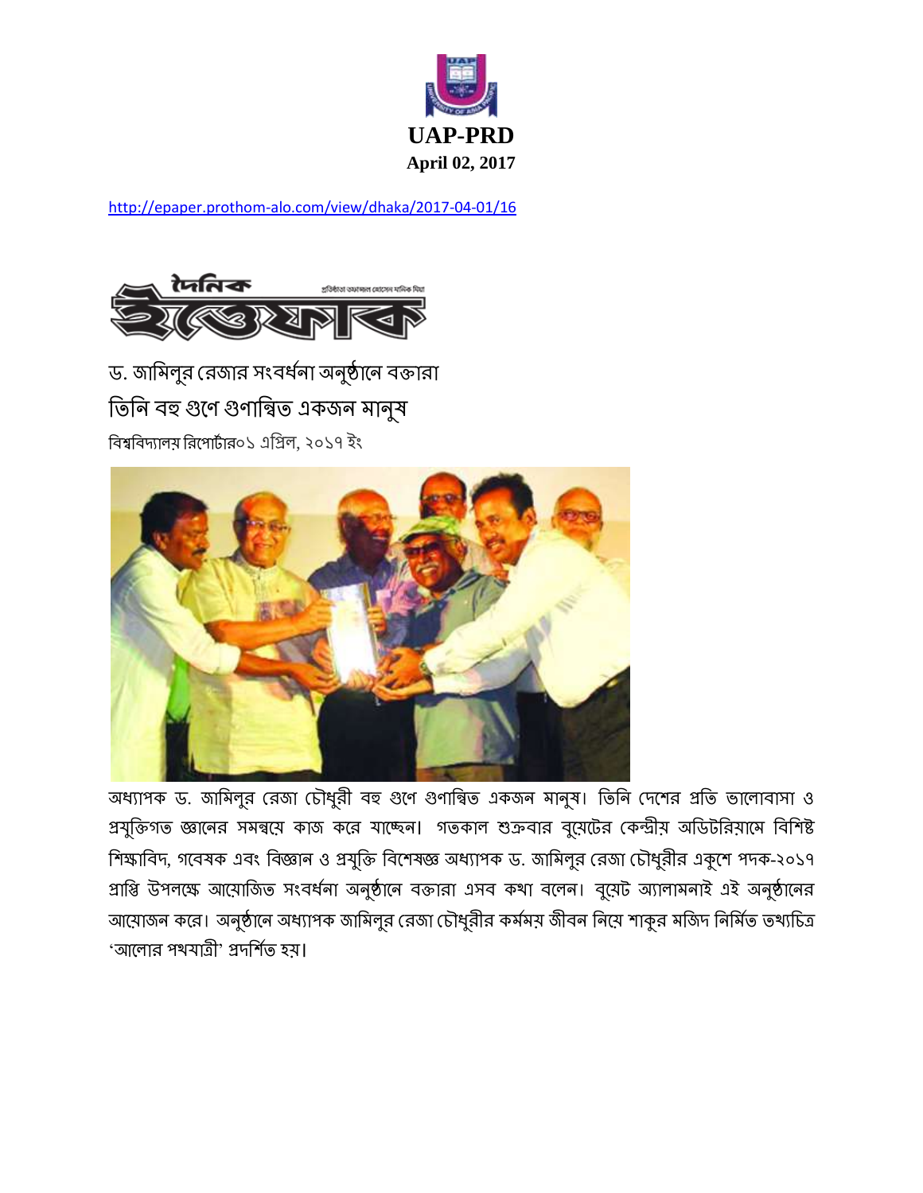**UAP-PRD**

**April 02, 2017**

http://epaper.prothom-alo.com/view/dhaka/2017-04-01/16

দৈনিক ইত্তেফাক

ড. জামিলুর রেজার সংবর্ধনা অনুষ্ঠানে বক্তারা

# তিনি বহু গুণে গুণান্বিত একজন মানুষ

বিশ্ববিদ্যালয় রিপোর্টার০১ এপ্রিল, ২০১৭ ইং

অধ্যাপক ড. জামিলুর রেজা চৌধুরী বহু গুণে গুণান্বিত একজন মানুষ। তিনি দেশের প্রতি ভালোবাসা ও প্রযুক্তিগত জ্ঞানের সমন্বয়ে কাজ করে যাচ্ছেন। গতকাল শুক্রবার বুয়েটের কেন্দ্রীয় অডিটরিয়ামে বিশিষ্ট শিক্ষাবিদ, গবেষক এবং বিজ্ঞান ও প্রযুক্তি বিশেষজ্ঞ অধ্যাপক ড. জামিলুর রেজা চৌধুরীর একুশে পদক-২০১৭ প্রাপ্তি উপলক্ষে আয়োজিত সংবর্ধনা অনুষ্ঠানে বক্তারা এসব কথা বলেন। বুয়েট অ্যালামনাই এই অনুষ্ঠানের আয়োজন করে। অনুষ্ঠানে অধ্যাপক জামিলুর রেজা চৌধুরীর কর্মময় জীবন নিয়ে শাকুর মজিদ নির্মিত তথ্যচিত্র 'আলোর পথযাত্রী' প্রদর্শিত হয়।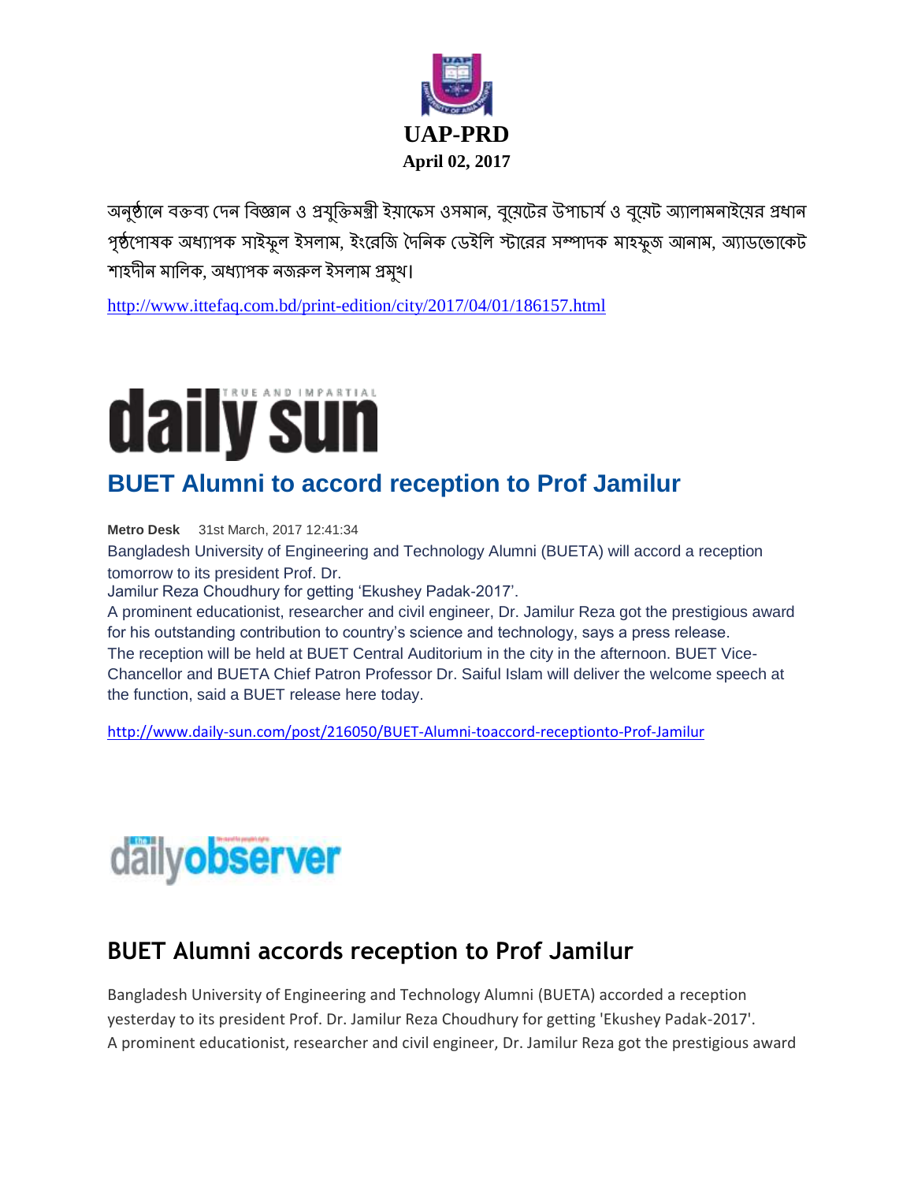**UAP-PRD**
**April 02, 2017**

অনুষ্ঠানে বক্তব্য দেন বিজ্ঞান ও প্রযুক্তিমন্ত্রী ইয়াফেস ওসমান, বুয়েটের উপাচার্য ও বুয়েট অ্যালামনাইয়ের প্রধান পৃষ্ঠপোষক অধ্যাপক সাইফুল ইসলাম, ইংরেজি দৈনিক ডেইলি স্টারের সম্পাদক মাহফুজ আনাম, অ্যাডভোকেট শাহদীন মালিক, অধ্যাপক নজরুল ইসলাম প্রমুখ।

http://www.ittefaq.com.bd/print-edition/city/2017/04/01/186157.html

# daily sun

## BUET Alumni to accord reception to Prof Jamilur

**Metro Desk** 31st March, 2017 12:41:34

Bangladesh University of Engineering and Technology Alumni (BUETA) will accord a reception tomorrow to its president Prof. Dr.
Jamilur Reza Choudhury for getting 'Ekushey Padak-2017'.
A prominent educationist, researcher and civil engineer, Dr. Jamilur Reza got the prestigious award for his outstanding contribution to country's science and technology, says a press release.
The reception will be held at BUET Central Auditorium in the city in the afternoon. BUET Vice-Chancellor and BUETA Chief Patron Professor Dr. Saiful Islam will deliver the welcome speech at the function, said a BUET release here today.

http://www.daily-sun.com/post/216050/BUET-Alumni-toaccord-receptionto-Prof-Jamilur

# dailyobserver

## BUET Alumni accords reception to Prof Jamilur

Bangladesh University of Engineering and Technology Alumni (BUETA) accorded a reception yesterday to its president Prof. Dr. Jamilur Reza Choudhury for getting 'Ekushey Padak-2017'.
A prominent educationist, researcher and civil engineer, Dr. Jamilur Reza got the prestigious award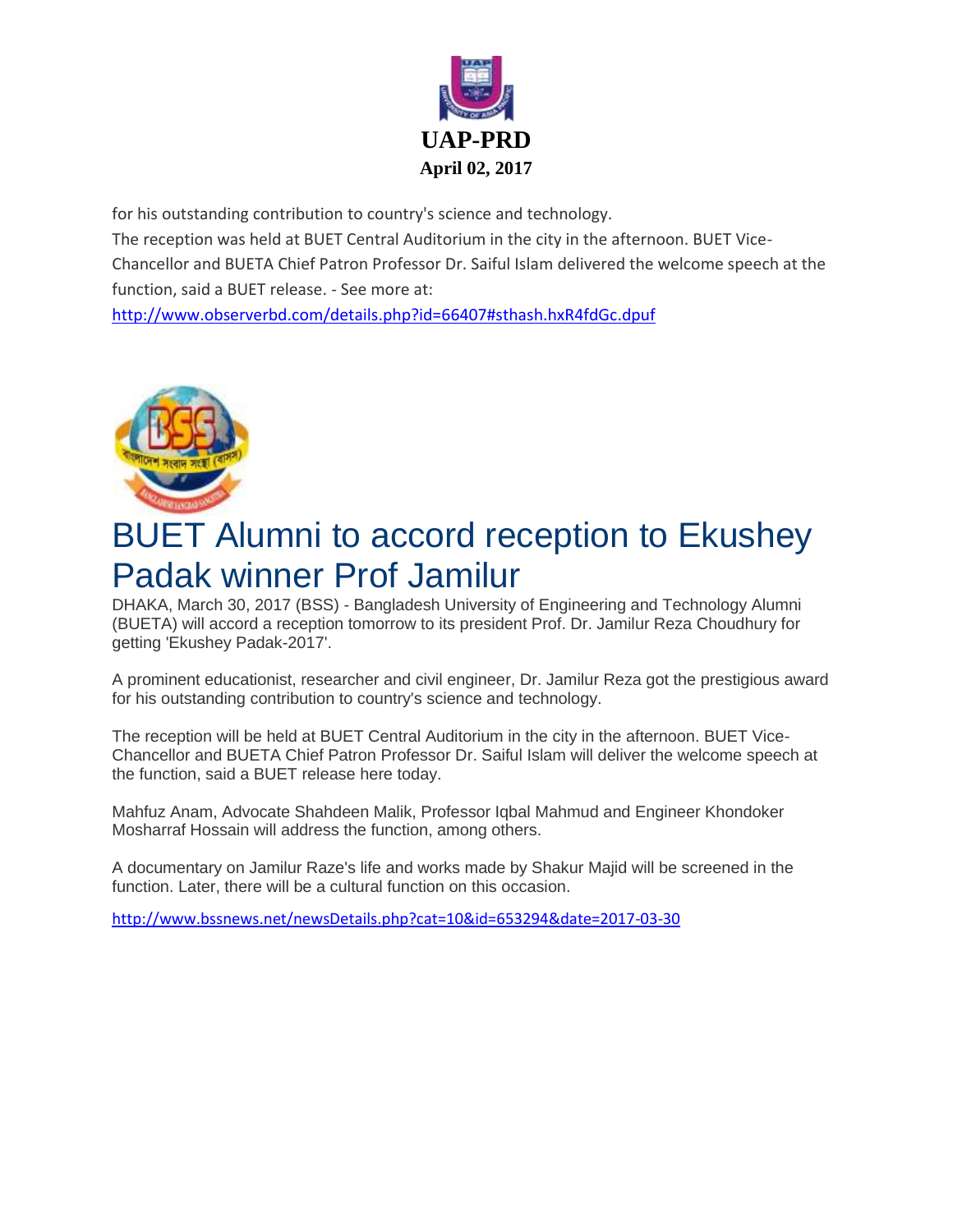for his outstanding contribution to country's science and technology.

The reception was held at BUET Central Auditorium in the city in the afternoon. BUET Vice-Chancellor and BUETA Chief Patron Professor Dr. Saiful Islam delivered the welcome speech at the function, said a BUET release. - See more at: http://www.observerbd.com/details.php?id=66407#sthash.hxR4fdGc.dpuf

# BUET Alumni to accord reception to Ekushey Padak winner Prof Jamilur

DHAKA, March 30, 2017 (BSS) - Bangladesh University of Engineering and Technology Alumni (BUETA) will accord a reception tomorrow to its president Prof. Dr. Jamilur Reza Choudhury for getting 'Ekushey Padak-2017'.

A prominent educationist, researcher and civil engineer, Dr. Jamilur Reza got the prestigious award for his outstanding contribution to country's science and technology.

The reception will be held at BUET Central Auditorium in the city in the afternoon. BUET Vice-Chancellor and BUETA Chief Patron Professor Dr. Saiful Islam will deliver the welcome speech at the function, said a BUET release here today.

Mahfuz Anam, Advocate Shahdeen Malik, Professor Iqbal Mahmud and Engineer Khondoker Mosharraf Hossain will address the function, among others.

A documentary on Jamilur Raze's life and works made by Shakur Majid will be screened in the function. Later, there will be a cultural function on this occasion.

http://www.bssnews.net/newsDetails.php?cat=10&id=653294&date=2017-03-30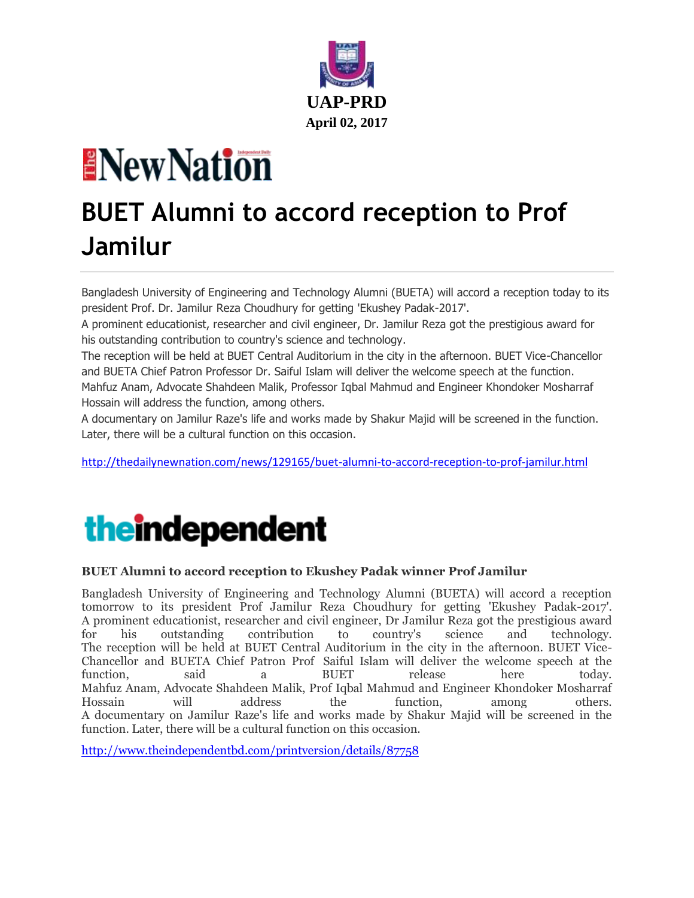**UAP-PRD**

**April 02, 2017**

**The New Nation**

# BUET Alumni to accord reception to Prof Jamilur

Bangladesh University of Engineering and Technology Alumni (BUETA) will accord a reception today to its president Prof. Dr. Jamilur Reza Choudhury for getting 'Ekushey Padak-2017'.

A prominent educationist, researcher and civil engineer, Dr. Jamilur Reza got the prestigious award for his outstanding contribution to country's science and technology.

The reception will be held at BUET Central Auditorium in the city in the afternoon. BUET Vice-Chancellor and BUETA Chief Patron Professor Dr. Saiful Islam will deliver the welcome speech at the function.

Mahfuz Anam, Advocate Shahdeen Malik, Professor Iqbal Mahmud and Engineer Khondoker Mosharraf Hossain will address the function, among others.

A documentary on Jamilur Raze's life and works made by Shakur Majid will be screened in the function. Later, there will be a cultural function on this occasion.

http://thedailynewnation.com/news/129165/buet-alumni-to-accord-reception-to-prof-jamilur.html

**theindependent**

### BUET Alumni to accord reception to Ekushey Padak winner Prof Jamilur

Bangladesh University of Engineering and Technology Alumni (BUETA) will accord a reception tomorrow to its president Prof Jamilur Reza Choudhury for getting 'Ekushey Padak-2017'.

A prominent educationist, researcher and civil engineer, Dr Jamilur Reza got the prestigious award for his outstanding contribution to country's science and technology.

The reception will be held at BUET Central Auditorium in the city in the afternoon. BUET Vice-Chancellor and BUETA Chief Patron Prof Saiful Islam will deliver the welcome speech at the function, said a BUET release here today.

Mahfuz Anam, Advocate Shahdeen Malik, Prof Iqbal Mahmud and Engineer Khondoker Mosharraf Hossain will address the function, among others.

A documentary on Jamilur Raze's life and works made by Shakur Majid will be screened in the function. Later, there will be a cultural function on this occasion.

http://www.theindependentbd.com/printversion/details/87758